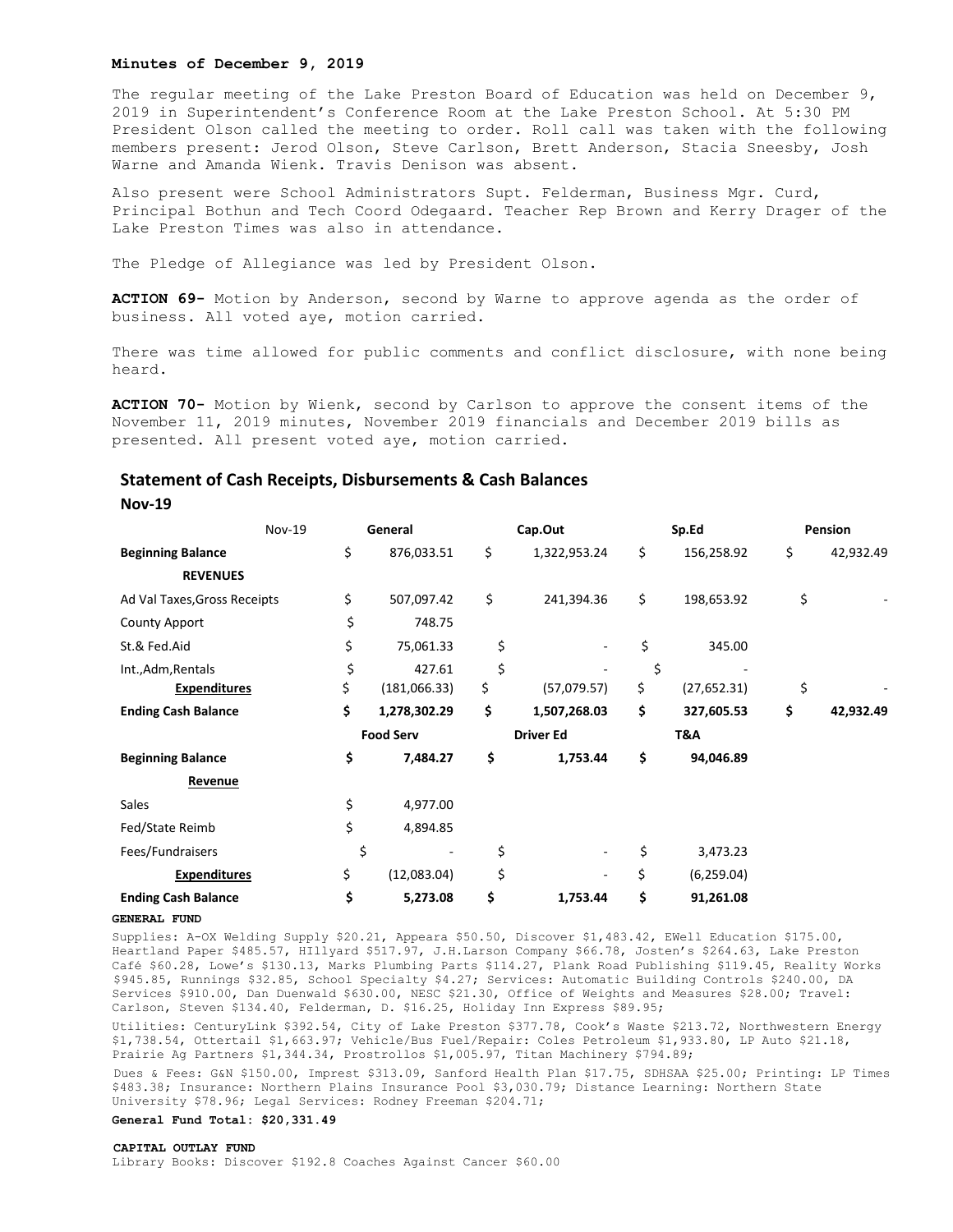**Minutes of December 9, 2019**

The regular meeting of the Lake Preston Board of Education was held on December 9, 2019 in Superintendent's Conference Room at the Lake Preston School. At 5:30 PM President Olson called the meeting to order. Roll call was taken with the following members present: Jerod Olson, Steve Carlson, Brett Anderson, Stacia Sneesby, Josh Warne and Amanda Wienk. Travis Denison was absent.

Also present were School Administrators Supt. Felderman, Business Mgr. Curd, Principal Bothun and Tech Coord Odegaard. Teacher Rep Brown and Kerry Drager of the Lake Preston Times was also in attendance.

The Pledge of Allegiance was led by President Olson.

**ACTION 69-** Motion by Anderson, second by Warne to approve agenda as the order of business. All voted aye, motion carried.

There was time allowed for public comments and conflict disclosure, with none being heard.

**ACTION 70-** Motion by Wienk, second by Carlson to approve the consent items of the November 11, 2019 minutes, November 2019 financials and December 2019 bills as presented. All present voted aye, motion carried.

## Statement of Cash Receipts, Disbursements & Cash Balances

**Nov-19**

| Nov-19 | General | Cap.Out | Sp.Ed | Pension |
|---|---|---|---|---|
| **Beginning Balance** | $ 876,033.51 | $ 1,322,953.24 | $ 156,258.92 | $ 42,932.49 |
| **REVENUES** | | | | |
| Ad Val Taxes,Gross Receipts | $ 507,097.42 | $ 241,394.36 | $ 198,653.92 | $ - |
| County Apport | $ 748.75 | | | |
| St.& Fed.Aid | $ 75,061.33 | $ - | $ 345.00 | |
| Int.,Adm,Rentals | $ 427.61 | $ - | $ - | |
| **Expenditures** | $ (181,066.33) | $ (57,079.57) | $ (27,652.31) | $ - |
| **Ending Cash Balance** | **$ 1,278,302.29** | **$ 1,507,268.03** | **$ 327,605.53** | **$ 42,932.49** |
| | **Food Serv** | **Driver Ed** | **T&A** | |
| **Beginning Balance** | **$ 7,484.27** | **$ 1,753.44** | **$ 94,046.89** | |
| **Revenue** | | | | |
| Sales | $ 4,977.00 | | | |
| Fed/State Reimb | $ 4,894.85 | | | |
| Fees/Fundraisers | $ - | $ - | $ 3,473.23 | |
| **Expenditures** | $ (12,083.04) | $ - | $ (6,259.04) | |
| **Ending Cash Balance** | **$ 5,273.08** | **$ 1,753.44** | **$ 91,261.08** | |

**GENERAL FUND**

Supplies: A-OX Welding Supply $20.21, Appeara $50.50, Discover $1,483.42, EWell Education $175.00, Heartland Paper $485.57, HIllyard $517.97, J.H.Larson Company $66.78, Josten's $264.63, Lake Preston Café $60.28, Lowe's $130.13, Marks Plumbing Parts $114.27, Plank Road Publishing $119.45, Reality Works $945.85, Runnings $32.85, School Specialty $4.27; Services: Automatic Building Controls $240.00, DA Services $910.00, Dan Duenwald $630.00, NESC $21.30, Office of Weights and Measures $28.00; Travel: Carlson, Steven $134.40, Felderman, D. $16.25, Holiday Inn Express $89.95;

Utilities: CenturyLink $392.54, City of Lake Preston $377.78, Cook's Waste $213.72, Northwestern Energy $1,738.54, Ottertail $1,663.97; Vehicle/Bus Fuel/Repair: Coles Petroleum $1,933.80, LP Auto $21.18, Prairie Ag Partners $1,344.34, Prostrollos $1,005.97, Titan Machinery $794.89;

Dues & Fees: G&N $150.00, Imprest $313.09, Sanford Health Plan $17.75, SDHSAA $25.00; Printing: LP Times $483.38; Insurance: Northern Plains Insurance Pool $3,030.79; Distance Learning: Northern State University $78.96; Legal Services: Rodney Freeman $204.71;

**General Fund Total: $20,331.49**

**CAPITAL OUTLAY FUND**

Library Books: Discover $192.8 Coaches Against Cancer $60.00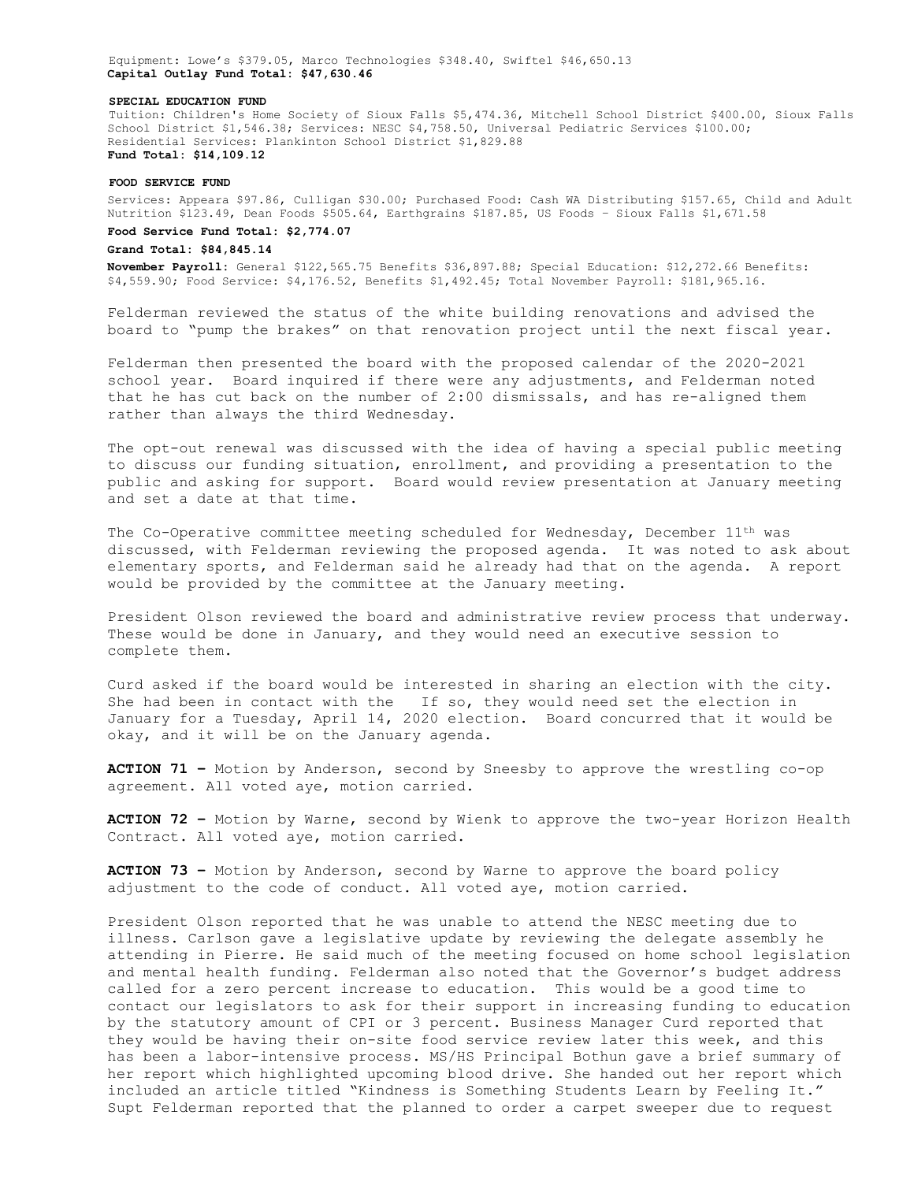Equipment: Lowe's $379.05, Marco Technologies $348.40, Swiftel $46,650.13
**Capital Outlay Fund Total: $47,630.46**

**SPECIAL EDUCATION FUND**

Tuition: Children's Home Society of Sioux Falls $5,474.36, Mitchell School District $400.00, Sioux Falls School District $1,546.38; Services: NESC $4,758.50, Universal Pediatric Services $100.00; Residential Services: Plankinton School District $1,829.88
**Fund Total: $14,109.12**

**FOOD SERVICE FUND**

Services: Appeara $97.86, Culligan $30.00; Purchased Food: Cash WA Distributing $157.65, Child and Adult Nutrition $123.49, Dean Foods $505.64, Earthgrains $187.85, US Foods – Sioux Falls $1,671.58

**Food Service Fund Total: $2,774.07**

**Grand Total: $84,845.14**

**November Payroll:** General $122,565.75 Benefits $36,897.88; Special Education: $12,272.66 Benefits: $4,559.90; Food Service: $4,176.52, Benefits $1,492.45; Total November Payroll: $181,965.16.

Felderman reviewed the status of the white building renovations and advised the board to "pump the brakes" on that renovation project until the next fiscal year.

Felderman then presented the board with the proposed calendar of the 2020-2021 school year. Board inquired if there were any adjustments, and Felderman noted that he has cut back on the number of 2:00 dismissals, and has re-aligned them rather than always the third Wednesday.

The opt-out renewal was discussed with the idea of having a special public meeting to discuss our funding situation, enrollment, and providing a presentation to the public and asking for support. Board would review presentation at January meeting and set a date at that time.

The Co-Operative committee meeting scheduled for Wednesday, December 11th was discussed, with Felderman reviewing the proposed agenda. It was noted to ask about elementary sports, and Felderman said he already had that on the agenda. A report would be provided by the committee at the January meeting.

President Olson reviewed the board and administrative review process that underway. These would be done in January, and they would need an executive session to complete them.

Curd asked if the board would be interested in sharing an election with the city. She had been in contact with the If so, they would need set the election in January for a Tuesday, April 14, 2020 election. Board concurred that it would be okay, and it will be on the January agenda.

**ACTION 71 –** Motion by Anderson, second by Sneesby to approve the wrestling co-op agreement. All voted aye, motion carried.

**ACTION 72 –** Motion by Warne, second by Wienk to approve the two-year Horizon Health Contract. All voted aye, motion carried.

**ACTION 73 –** Motion by Anderson, second by Warne to approve the board policy adjustment to the code of conduct. All voted aye, motion carried.

President Olson reported that he was unable to attend the NESC meeting due to illness. Carlson gave a legislative update by reviewing the delegate assembly he attending in Pierre. He said much of the meeting focused on home school legislation and mental health funding. Felderman also noted that the Governor's budget address called for a zero percent increase to education. This would be a good time to contact our legislators to ask for their support in increasing funding to education by the statutory amount of CPI or 3 percent. Business Manager Curd reported that they would be having their on-site food service review later this week, and this has been a labor-intensive process. MS/HS Principal Bothun gave a brief summary of her report which highlighted upcoming blood drive. She handed out her report which included an article titled "Kindness is Something Students Learn by Feeling It." Supt Felderman reported that the planned to order a carpet sweeper due to request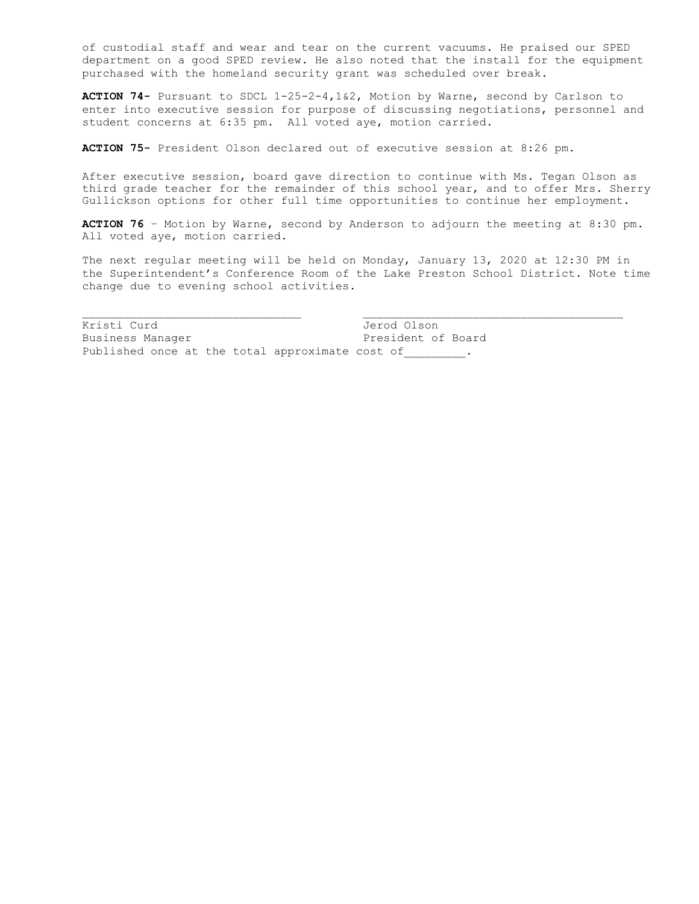of custodial staff and wear and tear on the current vacuums. He praised our SPED department on a good SPED review. He also noted that the install for the equipment purchased with the homeland security grant was scheduled over break.

**ACTION 74-** Pursuant to SDCL 1-25-2-4,1&2, Motion by Warne, second by Carlson to enter into executive session for purpose of discussing negotiations, personnel and student concerns at 6:35 pm. All voted aye, motion carried.

**ACTION 75-** President Olson declared out of executive session at 8:26 pm.

After executive session, board gave direction to continue with Ms. Tegan Olson as third grade teacher for the remainder of this school year, and to offer Mrs. Sherry Gullickson options for other full time opportunities to continue her employment.

**ACTION 76** – Motion by Warne, second by Anderson to adjourn the meeting at 8:30 pm. All voted aye, motion carried.

The next regular meeting will be held on Monday, January 13, 2020 at 12:30 PM in the Superintendent's Conference Room of the Lake Preston School District. Note time change due to evening school activities.

______________________________ ____________________________________

Kristi Curd  
Business Manager

Jerod Olson  
President of Board

Published once at the total approximate cost of_________.